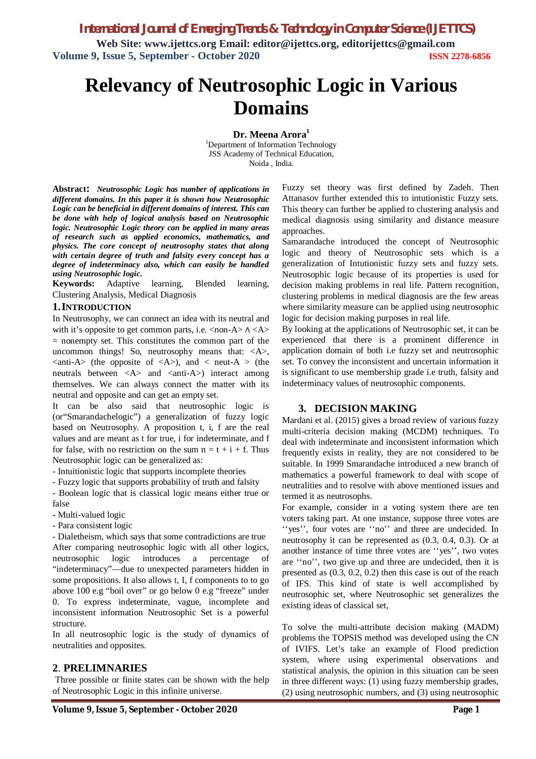# Relevancy of Neutrosophic Logic in Various Domains

**Dr. Meena Arora**[1]

[1]Department of Information Technology
JSS Academy of Technical Education,
Noida , India.

**Abstract:** ***Neutrosophic Logic has number of applications in different domains. In this paper it is shown how Neutrosophic Logic can be beneficial in different domains of interest. This can be done with help of logical analysis based on Neutrosophic logic. Neutrosophic Logic theory can be applied in many areas of research such as applied economics, mathematics, and physics. The core concept of neutrosophy states that along with certain degree of truth and falsity every concept has a degree of indeterminacy also, which can easily be handled using Neutrosophic logic.***

**Keywords:** Adaptive learning, Blended learning, Clustering Analysis, Medical Diagnosis

## 1. INTRODUCTION

In Neutrosophy, we can connect an idea with its neutral and with it's opposite to get common parts, i.e. <non-A> ∧ <A> = nonempty set. This constitutes the common part of the uncommon things! So, neutrosophy means that: <A>, <anti-A> (the opposite of <A>), and < neut-A > (the neutrals between <A> and <anti-A>) interact among themselves. We can always connect the matter with its neutral and opposite and can get an empty set.

It can be also said that neutrosophic logic is (or"Smarandachelogic") a generalization of fuzzy logic based on Neutrosophy. A proposition t, i, f are the real values and are meant as t for true, i for indeterminate, and f for false, with no restriction on the sum n = t + i + f. Thus Neutrosophic logic can be generalized as:

- Intuitionistic logic that supports incomplete theories
- Fuzzy logic that supports probability of truth and falsity
- Boolean logic that is classical logic means either true or false
- Multi-valued logic
- Para consistent logic
- Dialetheism, which says that some contradictions are true

After comparing neutrosophic logic with all other logics, neutrosophic logic introduces a percentage of "indeterminacy"—due to unexpected parameters hidden in some propositions. It also allows t, I, f components to to go above 100 e.g "boil over" or go below 0 e.g "freeze" under 0. To express indeterminate, vague, incomplete and inconsistent information Neutrosophic Set is a powerful structure.

In all neutrosophic logic is the study of dynamics of neutralities and opposites.

## 2. PRELIMNARIES

Three possible or finite states can be shown with the help of Neutrosophic Logic in this infinite universe.

Fuzzy set theory was first defined by Zadeh. Then Attanasov further extended this to intutionistic Fuzzy sets. This theory can further be applied to clustering analysis and medical diagnosis using similarity and distance measure approaches.

Samarandache introduced the concept of Neutrosophic logic and theory of Neutrosophic sets which is a generalization of Intutionistic fuzzy sets and fuzzy sets. Neutrosophic logic because of its properties is used for decision making problems in real life. Pattern recognition, clustering problems in medical diagnosis are the few areas where similarity measure can be applied using neutrosophic logic for decision making purposes in real life.

By looking at the applications of Neutrosophic set, it can be experienced that there is a prominent difference in application domain of both i.e fuzzy set and neutrosophic set. To convey the inconsistent and uncertain information it is significant to use membership grade i.e truth, falsity and indeterminacy values of neutrosophic components.

## 3. DECISION MAKING

Mardani et al. (2015) gives a broad review of various fuzzy multi-criteria decision making (MCDM) techniques. To deal with indeterminate and inconsistent information which frequently exists in reality, they are not considered to be suitable. In 1999 Smarandache introduced a new branch of mathematics a powerful framework to deal with scope of neutralities and to resolve with above mentioned issues and termed it as neutrosophs.

For example, consider in a voting system there are ten voters taking part. At one instance, suppose three votes are ''yes'', four votes are ''no'' and three are undecided. In neutrosophy it can be represented as (0.3, 0.4, 0.3). Or at another instance of time three votes are ''yes'', two votes are ''no'', two give up and three are undecided, then it is presented as (0.3, 0.2, 0.2) then this case is out of the reach of IFS. This kind of state is well accomplished by neutrosophic set, where Neutrosophic set generalizes the existing ideas of classical set,

To solve the multi-attribute decision making (MADM) problems the TOPSIS method was developed using the CN of IVIFS. Let's take an example of Flood prediction system, where using experimental observations and statistical analysis, the opinion in this situation can be seen in three different ways: (1) using fuzzy membership grades, (2) using neutrosophic numbers, and (3) using neutrosophic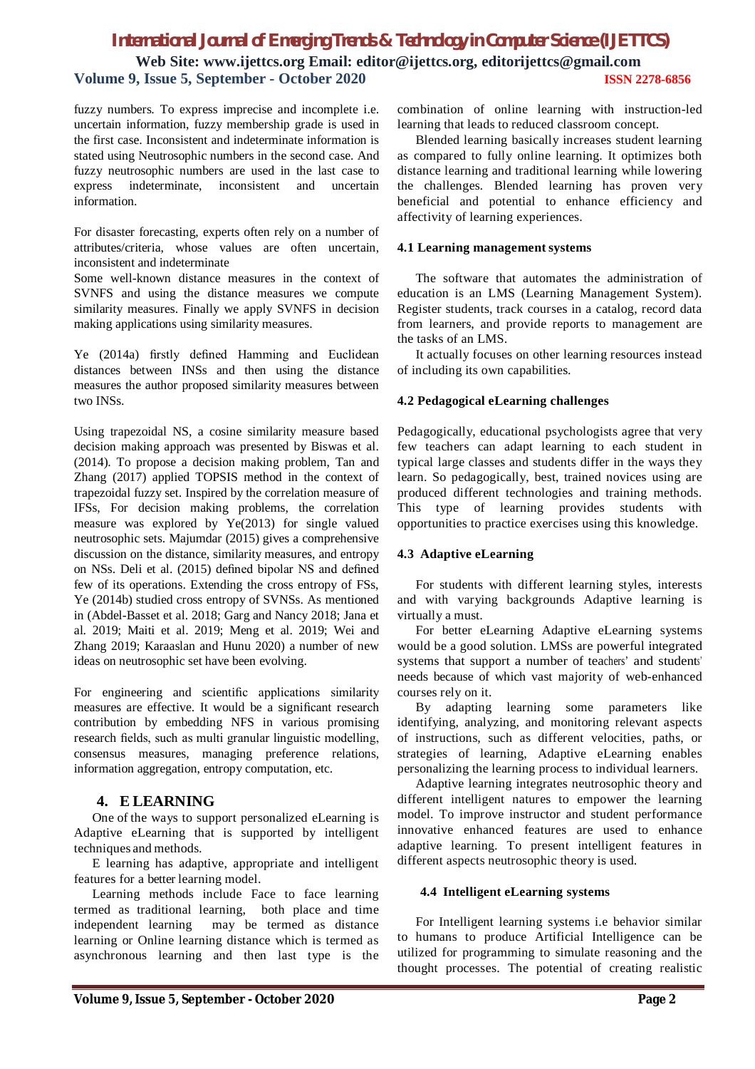fuzzy numbers. To express imprecise and incomplete i.e. uncertain information, fuzzy membership grade is used in the first case. Inconsistent and indeterminate information is stated using Neutrosophic numbers in the second case. And fuzzy neutrosophic numbers are used in the last case to express indeterminate, inconsistent and uncertain information.

For disaster forecasting, experts often rely on a number of attributes/criteria, whose values are often uncertain, inconsistent and indeterminate

Some well-known distance measures in the context of SVNFS and using the distance measures we compute similarity measures. Finally we apply SVNFS in decision making applications using similarity measures.

Ye (2014a) firstly defined Hamming and Euclidean distances between INSs and then using the distance measures the author proposed similarity measures between two INSs.

Using trapezoidal NS, a cosine similarity measure based decision making approach was presented by Biswas et al. (2014). To propose a decision making problem, Tan and Zhang (2017) applied TOPSIS method in the context of trapezoidal fuzzy set. Inspired by the correlation measure of IFSs, For decision making problems, the correlation measure was explored by Ye(2013) for single valued neutrosophic sets. Majumdar (2015) gives a comprehensive discussion on the distance, similarity measures, and entropy on NSs. Deli et al. (2015) defined bipolar NS and defined few of its operations. Extending the cross entropy of FSs, Ye (2014b) studied cross entropy of SVNSs. As mentioned in (Abdel-Basset et al. 2018; Garg and Nancy 2018; Jana et al. 2019; Maiti et al. 2019; Meng et al. 2019; Wei and Zhang 2019; Karaaslan and Hunu 2020) a number of new ideas on neutrosophic set have been evolving.

For engineering and scientific applications similarity measures are effective. It would be a significant research contribution by embedding NFS in various promising research fields, such as multi granular linguistic modelling, consensus measures, managing preference relations, information aggregation, entropy computation, etc.

## 4. E LEARNING

One of the ways to support personalized eLearning is Adaptive eLearning that is supported by intelligent techniques and methods.

E learning has adaptive, appropriate and intelligent features for a better learning model.

Learning methods include Face to face learning termed as traditional learning, both place and time independent learning may be termed as distance learning or Online learning distance which is termed as asynchronous learning and then last type is the combination of online learning with instruction-led learning that leads to reduced classroom concept.

Blended learning basically increases student learning as compared to fully online learning. It optimizes both distance learning and traditional learning while lowering the challenges. Blended learning has proven very beneficial and potential to enhance efficiency and affectivity of learning experiences.

### 4.1 Learning management systems

The software that automates the administration of education is an LMS (Learning Management System). Register students, track courses in a catalog, record data from learners, and provide reports to management are the tasks of an LMS.

It actually focuses on other learning resources instead of including its own capabilities.

### 4.2 Pedagogical eLearning challenges

Pedagogically, educational psychologists agree that very few teachers can adapt learning to each student in typical large classes and students differ in the ways they learn. So pedagogically, best, trained novices using are produced different technologies and training methods. This type of learning provides students with opportunities to practice exercises using this knowledge.

### 4.3 Adaptive eLearning

For students with different learning styles, interests and with varying backgrounds Adaptive learning is virtually a must.

For better eLearning Adaptive eLearning systems would be a good solution. LMSs are powerful integrated systems that support a number of teachers' and students' needs because of which vast majority of web-enhanced courses rely on it.

By adapting learning some parameters like identifying, analyzing, and monitoring relevant aspects of instructions, such as different velocities, paths, or strategies of learning, Adaptive eLearning enables personalizing the learning process to individual learners.

Adaptive learning integrates neutrosophic theory and different intelligent natures to empower the learning model. To improve instructor and student performance innovative enhanced features are used to enhance adaptive learning. To present intelligent features in different aspects neutrosophic theory is used.

### 4.4 Intelligent eLearning systems

For Intelligent learning systems i.e behavior similar to humans to produce Artificial Intelligence can be utilized for programming to simulate reasoning and the thought processes. The potential of creating realistic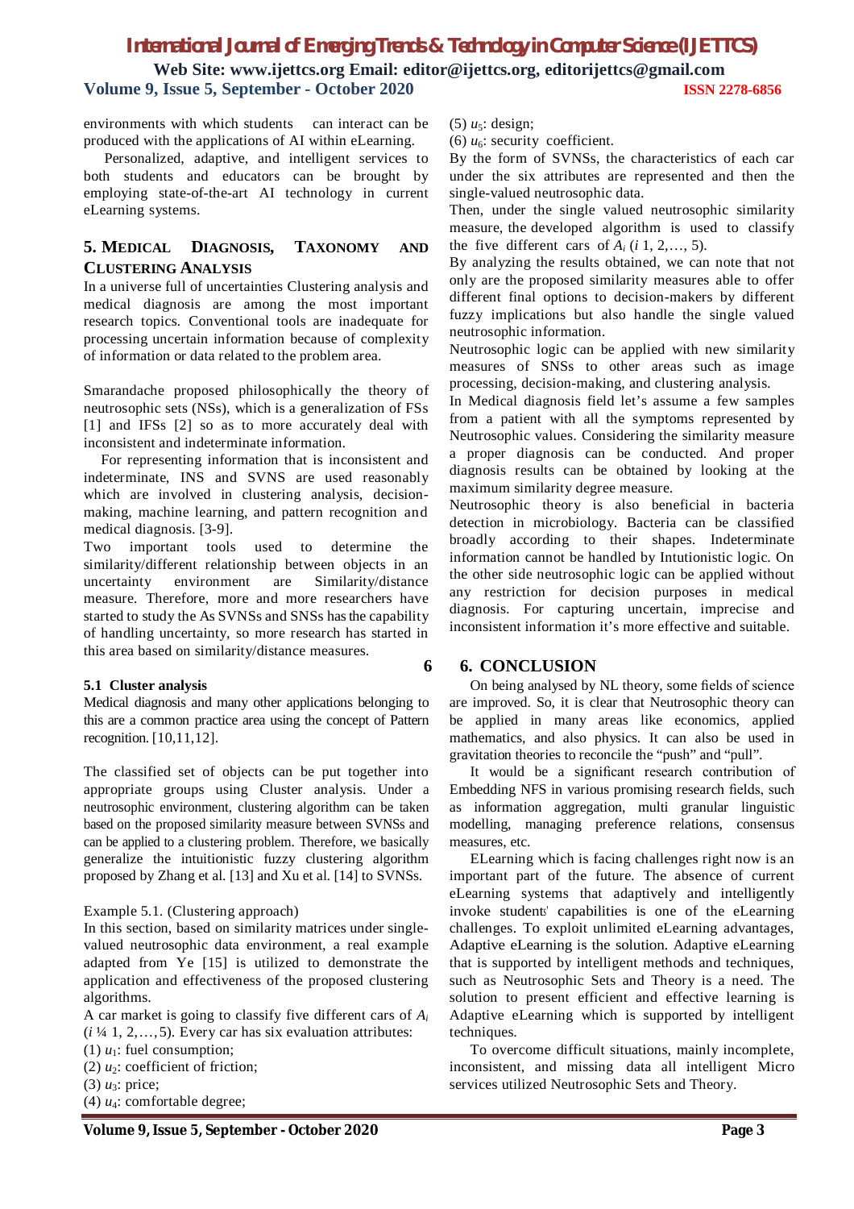environments with which students can interact can be produced with the applications of AI within eLearning.

Personalized, adaptive, and intelligent services to both students and educators can be brought by employing state-of-the-art AI technology in current eLearning systems.

## 5. MEDICAL DIAGNOSIS, TAXONOMY AND CLUSTERING ANALYSIS

In a universe full of uncertainties Clustering analysis and medical diagnosis are among the most important research topics. Conventional tools are inadequate for processing uncertain information because of complexity of information or data related to the problem area.

Smarandache proposed philosophically the theory of neutrosophic sets (NSs), which is a generalization of FSs [1] and IFSs [2] so as to more accurately deal with inconsistent and indeterminate information.

For representing information that is inconsistent and indeterminate, INS and SVNS are used reasonably which are involved in clustering analysis, decision-making, machine learning, and pattern recognition and medical diagnosis. [3-9].

Two important tools used to determine the similarity/different relationship between objects in an uncertainty environment are Similarity/distance measure. Therefore, more and more researchers have started to study the As SVNSs and SNSs has the capability of handling uncertainty, so more research has started in this area based on similarity/distance measures.

### 5.1 Cluster analysis

Medical diagnosis and many other applications belonging to this are a common practice area using the concept of Pattern recognition. [10,11,12].

The classified set of objects can be put together into appropriate groups using Cluster analysis. Under a neutrosophic environment, clustering algorithm can be taken based on the proposed similarity measure between SVNSs and can be applied to a clustering problem. Therefore, we basically generalize the intuitionistic fuzzy clustering algorithm proposed by Zhang et al. [13] and Xu et al. [14] to SVNSs.

Example 5.1. (Clustering approach)

In this section, based on similarity matrices under single-valued neutrosophic data environment, a real example adapted from Ye [15] is utilized to demonstrate the application and effectiveness of the proposed clustering algorithms.

A car market is going to classify five different cars of $A_i$ ($i$ ¼ 1, 2,…,5). Every car has six evaluation attributes:

(1) $u_1$: fuel consumption;

(2) $u_2$: coefficient of friction;

(3) $u_3$: price;

(4) $u_4$: comfortable degree;

(5) $u_5$: design;

(6) $u_6$: security coefficient.

By the form of SVNSs, the characteristics of each car under the six attributes are represented and then the single-valued neutrosophic data.

Then, under the single valued neutrosophic similarity measure, the developed algorithm is used to classify the five different cars of $A_i$ ($i$ 1, 2,…, 5).

By analyzing the results obtained, we can note that not only are the proposed similarity measures able to offer different final options to decision-makers by different fuzzy implications but also handle the single valued neutrosophic information.

Neutrosophic logic can be applied with new similarity measures of SNSs to other areas such as image processing, decision-making, and clustering analysis.

In Medical diagnosis field let's assume a few samples from a patient with all the symptoms represented by Neutrosophic values. Considering the similarity measure a proper diagnosis can be conducted. And proper diagnosis results can be obtained by looking at the maximum similarity degree measure.

Neutrosophic theory is also beneficial in bacteria detection in microbiology. Bacteria can be classified broadly according to their shapes. Indeterminate information cannot be handled by Intutionistic logic. On the other side neutrosophic logic can be applied without any restriction for decision purposes in medical diagnosis. For capturing uncertain, imprecise and inconsistent information it's more effective and suitable.

## 6. CONCLUSION

On being analysed by NL theory, some fields of science are improved. So, it is clear that Neutrosophic theory can be applied in many areas like economics, applied mathematics, and also physics. It can also be used in gravitation theories to reconcile the "push" and "pull".

It would be a significant research contribution of Embedding NFS in various promising research fields, such as information aggregation, multi granular linguistic modelling, managing preference relations, consensus measures, etc.

ELearning which is facing challenges right now is an important part of the future. The absence of current eLearning systems that adaptively and intelligently invoke students' capabilities is one of the eLearning challenges. To exploit unlimited eLearning advantages, Adaptive eLearning is the solution. Adaptive eLearning that is supported by intelligent methods and techniques, such as Neutrosophic Sets and Theory is a need. The solution to present efficient and effective learning is Adaptive eLearning which is supported by intelligent techniques.

To overcome difficult situations, mainly incomplete, inconsistent, and missing data all intelligent Micro services utilized Neutrosophic Sets and Theory.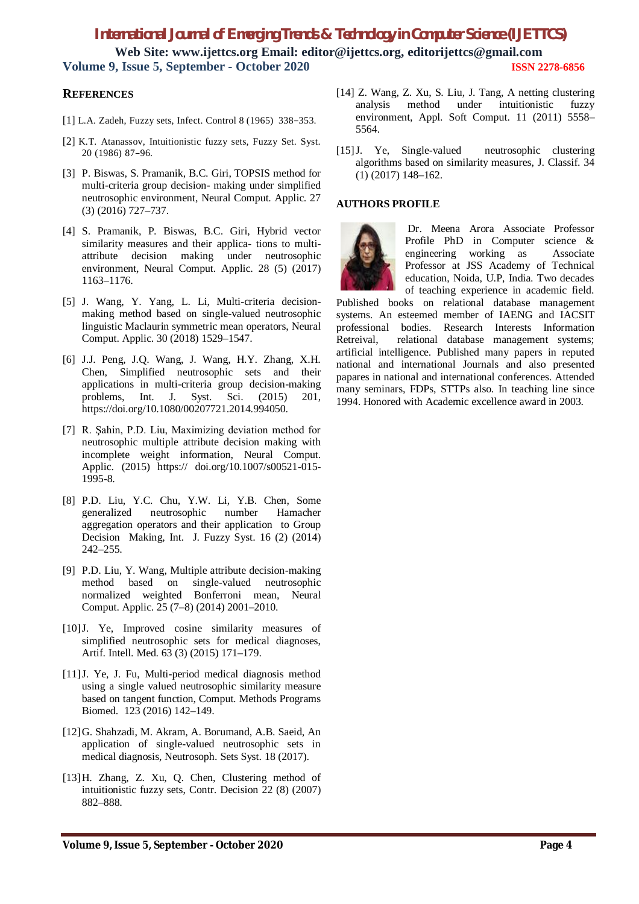## REFERENCES

[1] L.A. Zadeh, Fuzzy sets, Infect. Control 8 (1965) 338–353.

[2] K.T. Atanassov, Intuitionistic fuzzy sets, Fuzzy Set. Syst. 20 (1986) 87–96.

[3] P. Biswas, S. Pramanik, B.C. Giri, TOPSIS method for multi-criteria group decision- making under simplified neutrosophic environment, Neural Comput. Applic. 27 (3) (2016) 727–737.

[4] S. Pramanik, P. Biswas, B.C. Giri, Hybrid vector similarity measures and their applica- tions to multi-attribute decision making under neutrosophic environment, Neural Comput. Applic. 28 (5) (2017) 1163–1176.

[5] J. Wang, Y. Yang, L. Li, Multi-criteria decision-making method based on single-valued neutrosophic linguistic Maclaurin symmetric mean operators, Neural Comput. Applic. 30 (2018) 1529–1547.

[6] J.J. Peng, J.Q. Wang, J. Wang, H.Y. Zhang, X.H. Chen, Simplified neutrosophic sets and their applications in multi-criteria group decision-making problems, Int. J. Syst. Sci. (2015) 201, https://doi.org/10.1080/00207721.2014.994050.

[7] R. Şahin, P.D. Liu, Maximizing deviation method for neutrosophic multiple attribute decision making with incomplete weight information, Neural Comput. Applic. (2015) https:// doi.org/10.1007/s00521-015-1995-8.

[8] P.D. Liu, Y.C. Chu, Y.W. Li, Y.B. Chen, Some generalized neutrosophic number Hamacher aggregation operators and their application to Group Decision Making, Int. J. Fuzzy Syst. 16 (2) (2014) 242–255.

[9] P.D. Liu, Y. Wang, Multiple attribute decision-making method based on single-valued neutrosophic normalized weighted Bonferroni mean, Neural Comput. Applic. 25 (7–8) (2014) 2001–2010.

[10] J. Ye, Improved cosine similarity measures of simplified neutrosophic sets for medical diagnoses, Artif. Intell. Med. 63 (3) (2015) 171–179.

[11] J. Ye, J. Fu, Multi-period medical diagnosis method using a single valued neutrosophic similarity measure based on tangent function, Comput. Methods Programs Biomed. 123 (2016) 142–149.

[12] G. Shahzadi, M. Akram, A. Borumand, A.B. Saeid, An application of single-valued neutrosophic sets in medical diagnosis, Neutrosoph. Sets Syst. 18 (2017).

[13] H. Zhang, Z. Xu, Q. Chen, Clustering method of intuitionistic fuzzy sets, Contr. Decision 22 (8) (2007) 882–888.

[14] Z. Wang, Z. Xu, S. Liu, J. Tang, A netting clustering analysis method under intuitionistic fuzzy environment, Appl. Soft Comput. 11 (2011) 5558–5564.

[15] J. Ye, Single-valued neutrosophic clustering algorithms based on similarity measures, J. Classif. 34 (1) (2017) 148–162.

## AUTHORS PROFILE

Dr. Meena Arora Associate Professor Profile PhD in Computer science & engineering working as Associate Professor at JSS Academy of Technical education, Noida, U.P, India. Two decades of teaching experience in academic field. Published books on relational database management systems. An esteemed member of IAENG and IACSIT professional bodies. Research Interests Information Retreival, relational database management systems; artificial intelligence. Published many papers in reputed national and international Journals and also presented papares in national and international conferences. Attended many seminars, FDPs, STTPs also. In teaching line since 1994. Honored with Academic excellence award in 2003.